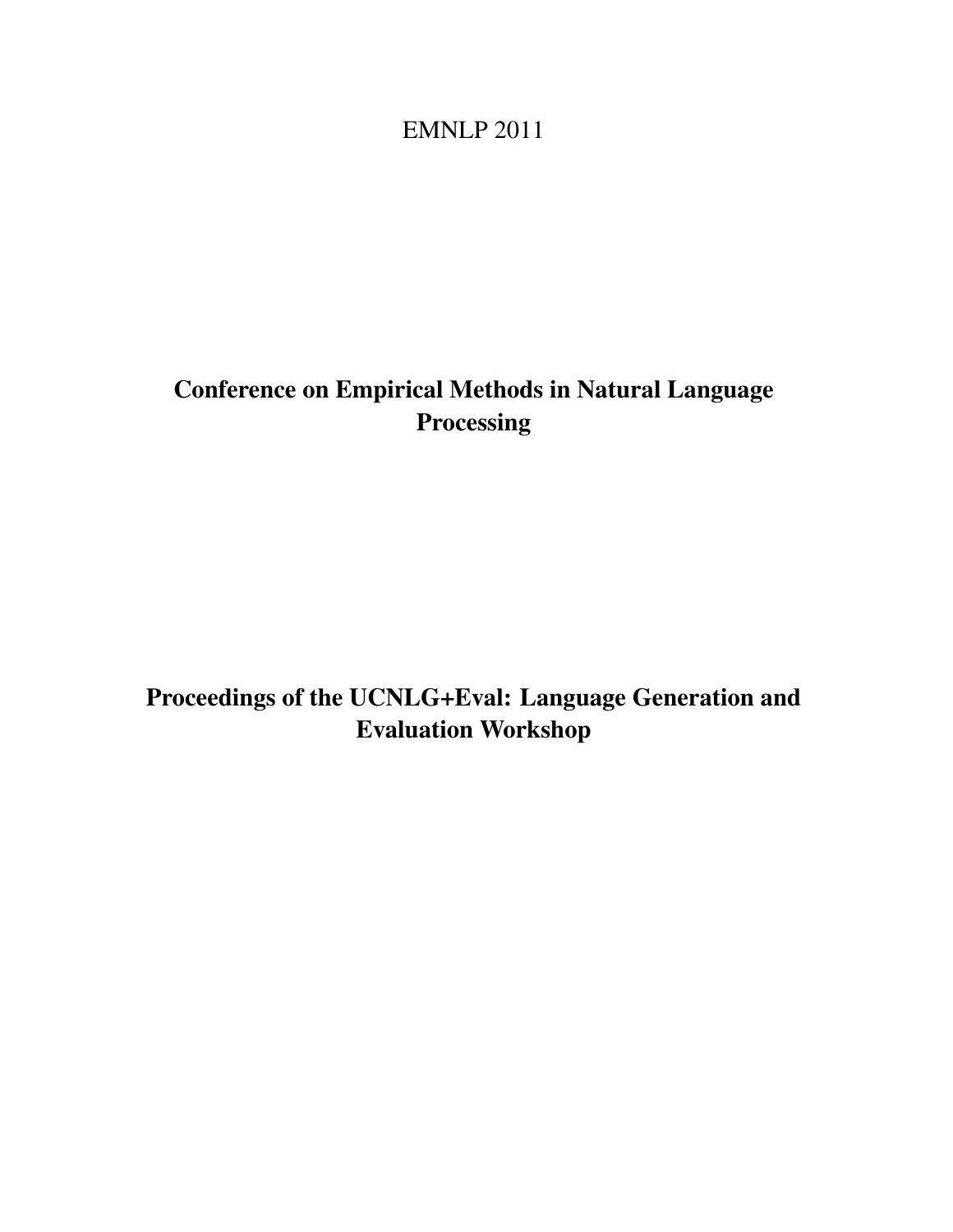EMNLP 2011

# Conference on Empirical Methods in Natural Language Processing

# Proceedings of the UCNLG+Eval: Language Generation and Evaluation Workshop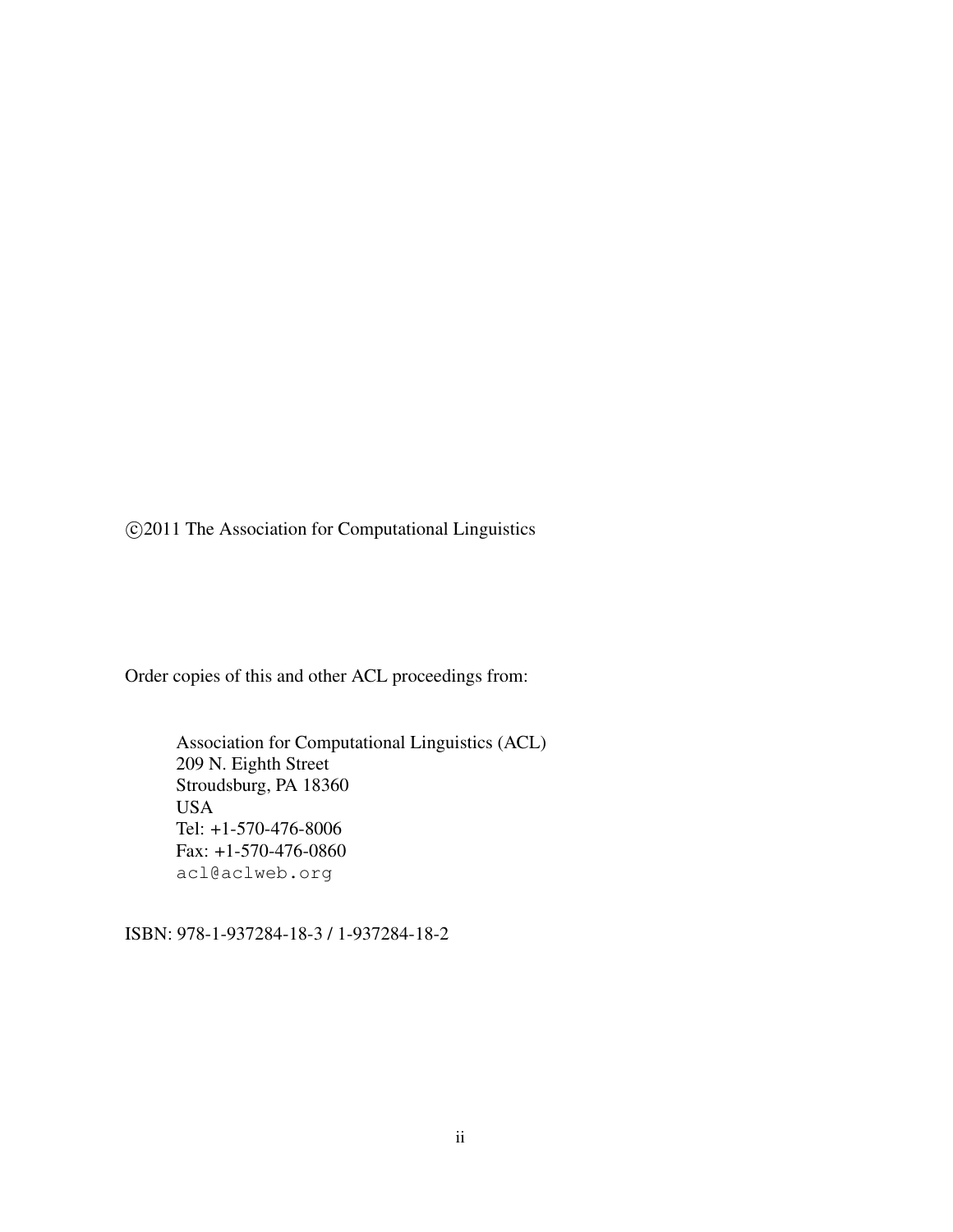©2011 The Association for Computational Linguistics

Order copies of this and other ACL proceedings from:

Association for Computational Linguistics (ACL)
209 N. Eighth Street
Stroudsburg, PA 18360
USA
Tel: +1-570-476-8006
Fax: +1-570-476-0860
acl@aclweb.org

ISBN: 978-1-937284-18-3 / 1-937284-18-2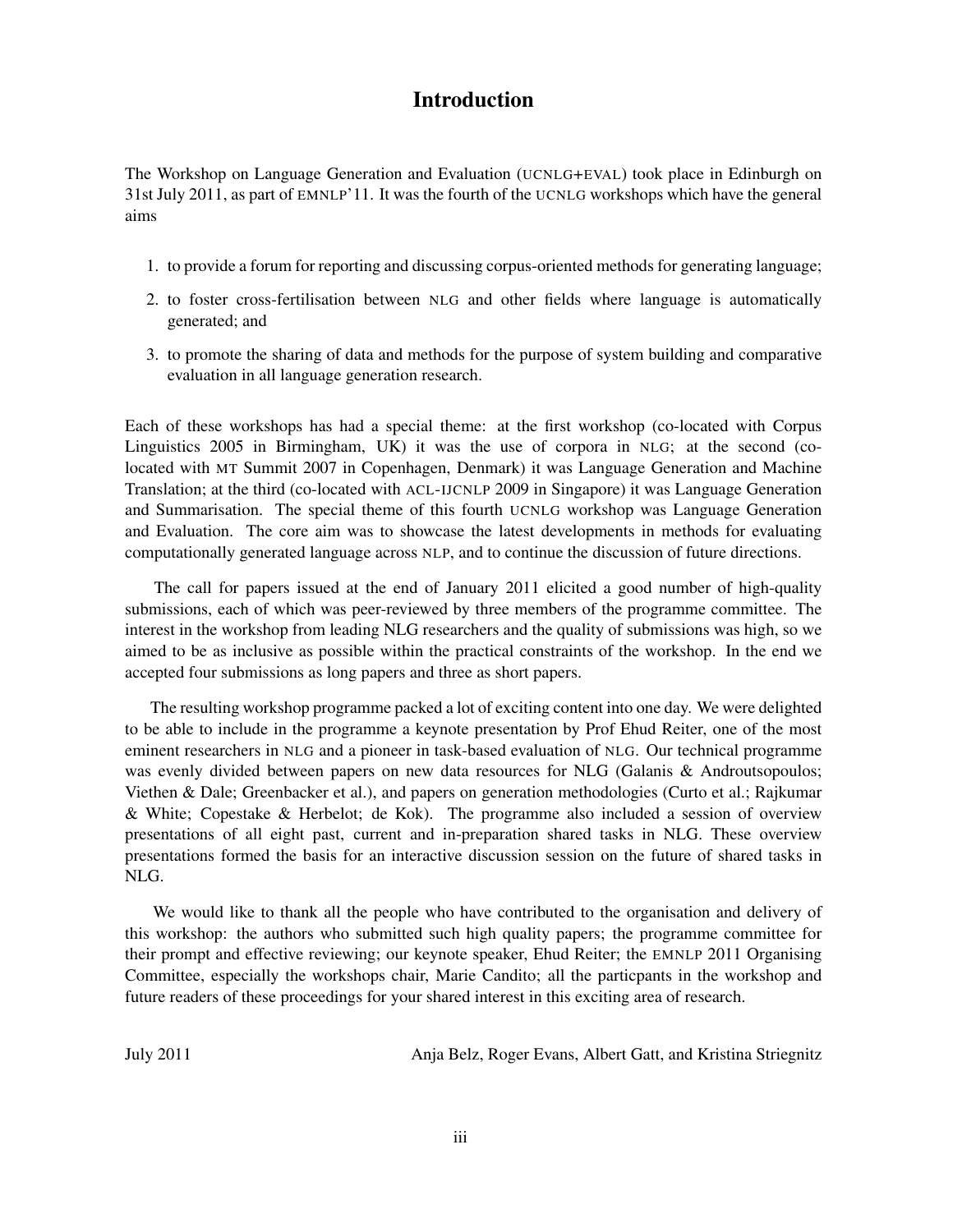# Introduction

The Workshop on Language Generation and Evaluation (UCNLG+EVAL) took place in Edinburgh on 31st July 2011, as part of EMNLP'11. It was the fourth of the UCNLG workshops which have the general aims

1. to provide a forum for reporting and discussing corpus-oriented methods for generating language;
2. to foster cross-fertilisation between NLG and other fields where language is automatically generated; and
3. to promote the sharing of data and methods for the purpose of system building and comparative evaluation in all language generation research.

Each of these workshops has had a special theme: at the first workshop (co-located with Corpus Linguistics 2005 in Birmingham, UK) it was the use of corpora in NLG; at the second (co-located with MT Summit 2007 in Copenhagen, Denmark) it was Language Generation and Machine Translation; at the third (co-located with ACL-IJCNLP 2009 in Singapore) it was Language Generation and Summarisation. The special theme of this fourth UCNLG workshop was Language Generation and Evaluation. The core aim was to showcase the latest developments in methods for evaluating computationally generated language across NLP, and to continue the discussion of future directions.

The call for papers issued at the end of January 2011 elicited a good number of high-quality submissions, each of which was peer-reviewed by three members of the programme committee. The interest in the workshop from leading NLG researchers and the quality of submissions was high, so we aimed to be as inclusive as possible within the practical constraints of the workshop. In the end we accepted four submissions as long papers and three as short papers.

The resulting workshop programme packed a lot of exciting content into one day. We were delighted to be able to include in the programme a keynote presentation by Prof Ehud Reiter, one of the most eminent researchers in NLG and a pioneer in task-based evaluation of NLG. Our technical programme was evenly divided between papers on new data resources for NLG (Galanis & Androutsopoulos; Viethen & Dale; Greenbacker et al.), and papers on generation methodologies (Curto et al.; Rajkumar & White; Copestake & Herbelot; de Kok). The programme also included a session of overview presentations of all eight past, current and in-preparation shared tasks in NLG. These overview presentations formed the basis for an interactive discussion session on the future of shared tasks in NLG.

We would like to thank all the people who have contributed to the organisation and delivery of this workshop: the authors who submitted such high quality papers; the programme committee for their prompt and effective reviewing; our keynote speaker, Ehud Reiter; the EMNLP 2011 Organising Committee, especially the workshops chair, Marie Candito; all the particpants in the workshop and future readers of these proceedings for your shared interest in this exciting area of research.

July 2011 — Anja Belz, Roger Evans, Albert Gatt, and Kristina Striegnitz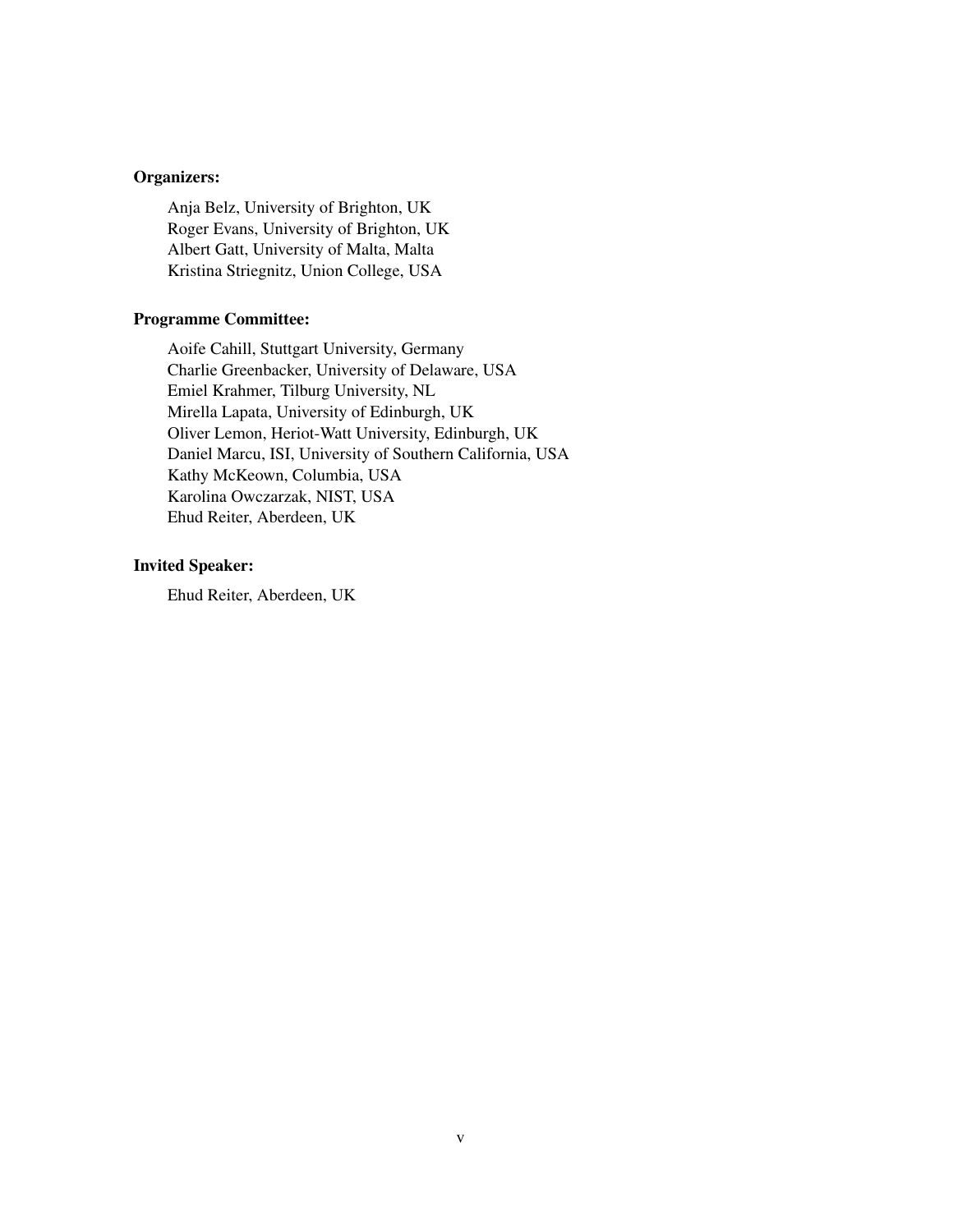**Organizers:**

Anja Belz, University of Brighton, UK
Roger Evans, University of Brighton, UK
Albert Gatt, University of Malta, Malta
Kristina Striegnitz, Union College, USA

**Programme Committee:**

Aoife Cahill, Stuttgart University, Germany
Charlie Greenbacker, University of Delaware, USA
Emiel Krahmer, Tilburg University, NL
Mirella Lapata, University of Edinburgh, UK
Oliver Lemon, Heriot-Watt University, Edinburgh, UK
Daniel Marcu, ISI, University of Southern California, USA
Kathy McKeown, Columbia, USA
Karolina Owczarzak, NIST, USA
Ehud Reiter, Aberdeen, UK

**Invited Speaker:**

Ehud Reiter, Aberdeen, UK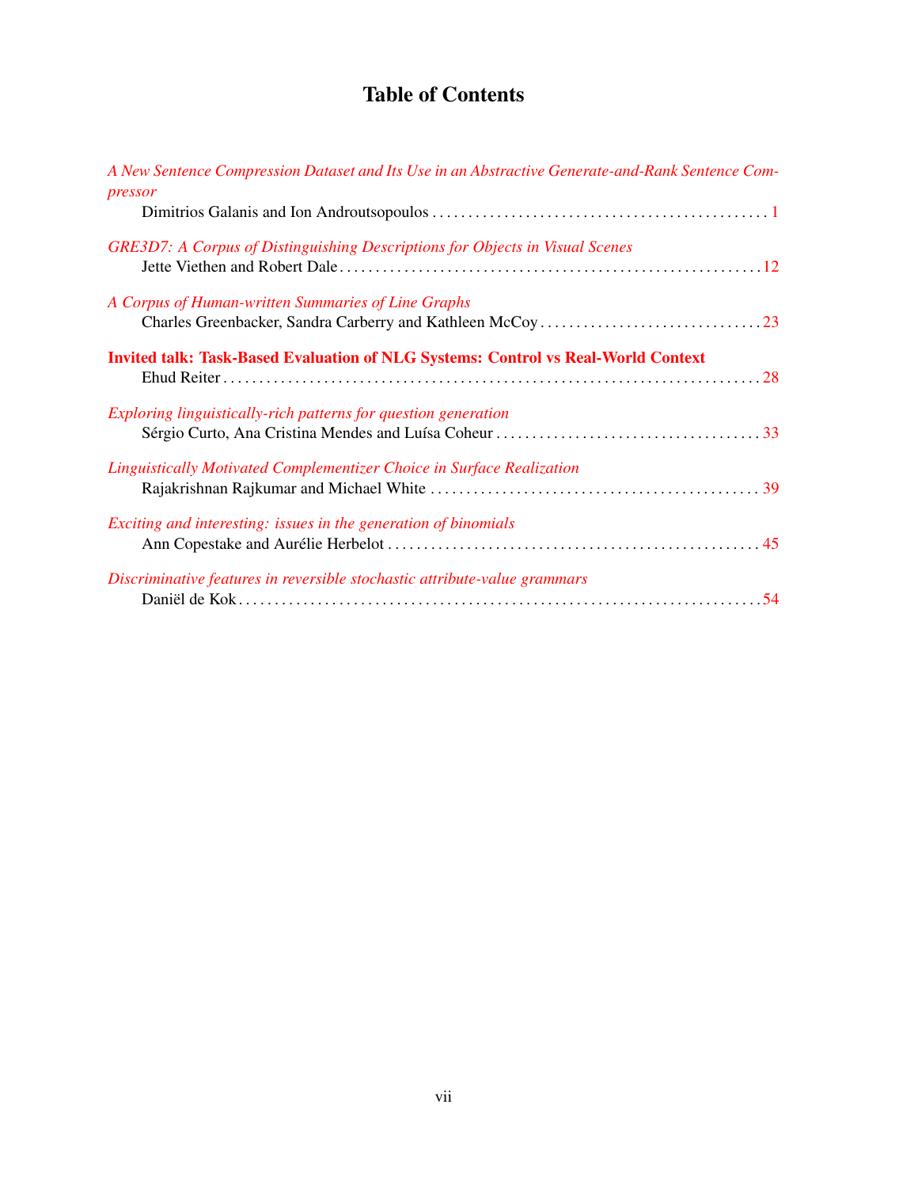# Table of Contents

*A New Sentence Compression Dataset and Its Use in an Abstractive Generate-and-Rank Sentence Compressor*
Dimitrios Galanis and Ion Androutsopoulos . . . . . . . . . . 1

*GRE3D7: A Corpus of Distinguishing Descriptions for Objects in Visual Scenes*
Jette Viethen and Robert Dale . . . . . . . . . . 12

*A Corpus of Human-written Summaries of Line Graphs*
Charles Greenbacker, Sandra Carberry and Kathleen McCoy . . . . . . . . . . 23

**Invited talk: Task-Based Evaluation of NLG Systems: Control vs Real-World Context**
Ehud Reiter . . . . . . . . . . 28

*Exploring linguistically-rich patterns for question generation*
Sérgio Curto, Ana Cristina Mendes and Luísa Coheur . . . . . . . . . . 33

*Linguistically Motivated Complementizer Choice in Surface Realization*
Rajakrishnan Rajkumar and Michael White . . . . . . . . . . 39

*Exciting and interesting: issues in the generation of binomials*
Ann Copestake and Aurélie Herbelot . . . . . . . . . . 45

*Discriminative features in reversible stochastic attribute-value grammars*
Daniël de Kok . . . . . . . . . . 54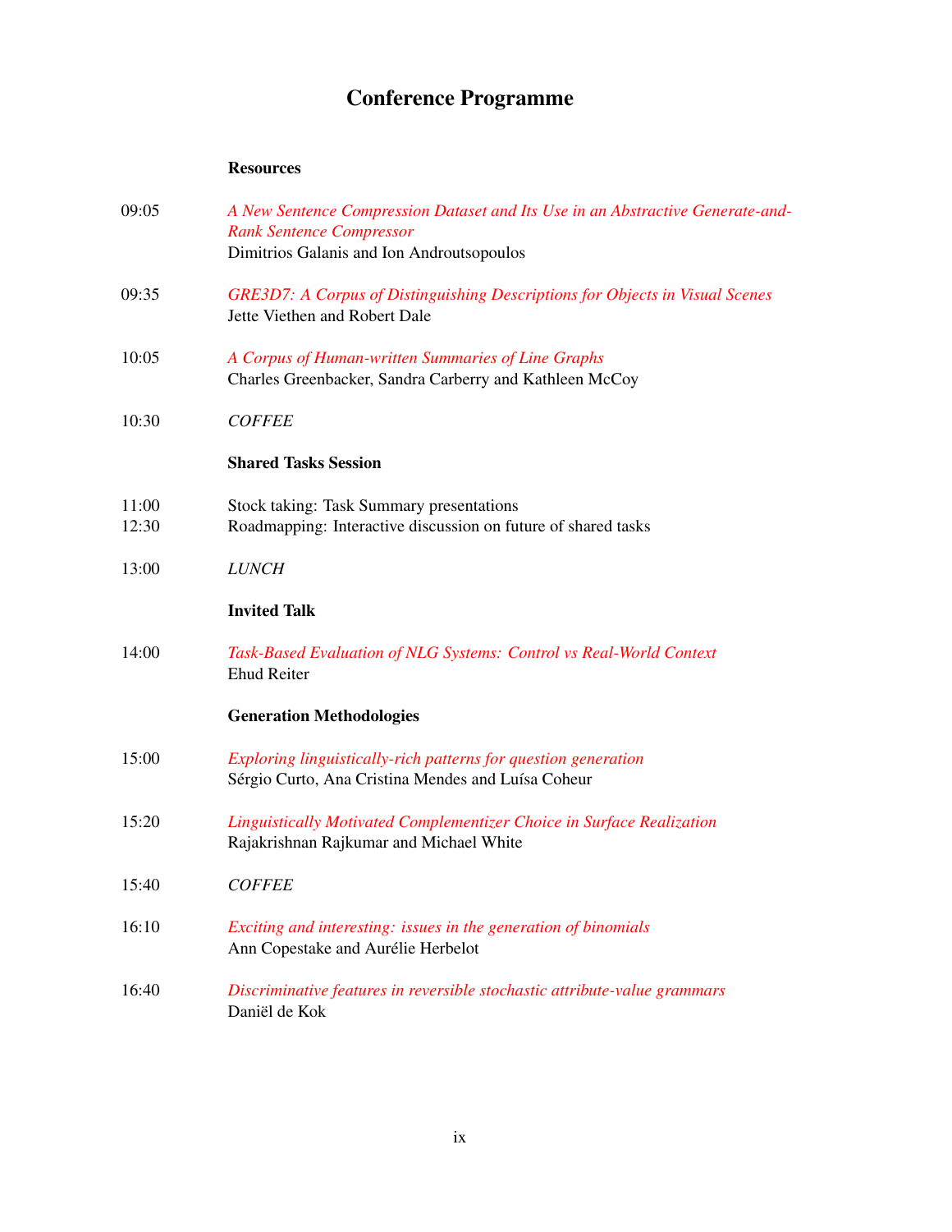# Conference Programme

### Resources

09:05 *A New Sentence Compression Dataset and Its Use in an Abstractive Generate-and-Rank Sentence Compressor*
Dimitrios Galanis and Ion Androutsopoulos

09:35 *GRE3D7: A Corpus of Distinguishing Descriptions for Objects in Visual Scenes*
Jette Viethen and Robert Dale

10:05 *A Corpus of Human-written Summaries of Line Graphs*
Charles Greenbacker, Sandra Carberry and Kathleen McCoy

10:30 *COFFEE*

### Shared Tasks Session

11:00 Stock taking: Task Summary presentations
12:30 Roadmapping: Interactive discussion on future of shared tasks

13:00 *LUNCH*

### Invited Talk

14:00 *Task-Based Evaluation of NLG Systems: Control vs Real-World Context*
Ehud Reiter

### Generation Methodologies

15:00 *Exploring linguistically-rich patterns for question generation*
Sérgio Curto, Ana Cristina Mendes and Luísa Coheur

15:20 *Linguistically Motivated Complementizer Choice in Surface Realization*
Rajakrishnan Rajkumar and Michael White

15:40 *COFFEE*

16:10 *Exciting and interesting: issues in the generation of binomials*
Ann Copestake and Aurélie Herbelot

16:40 *Discriminative features in reversible stochastic attribute-value grammars*
Daniël de Kok